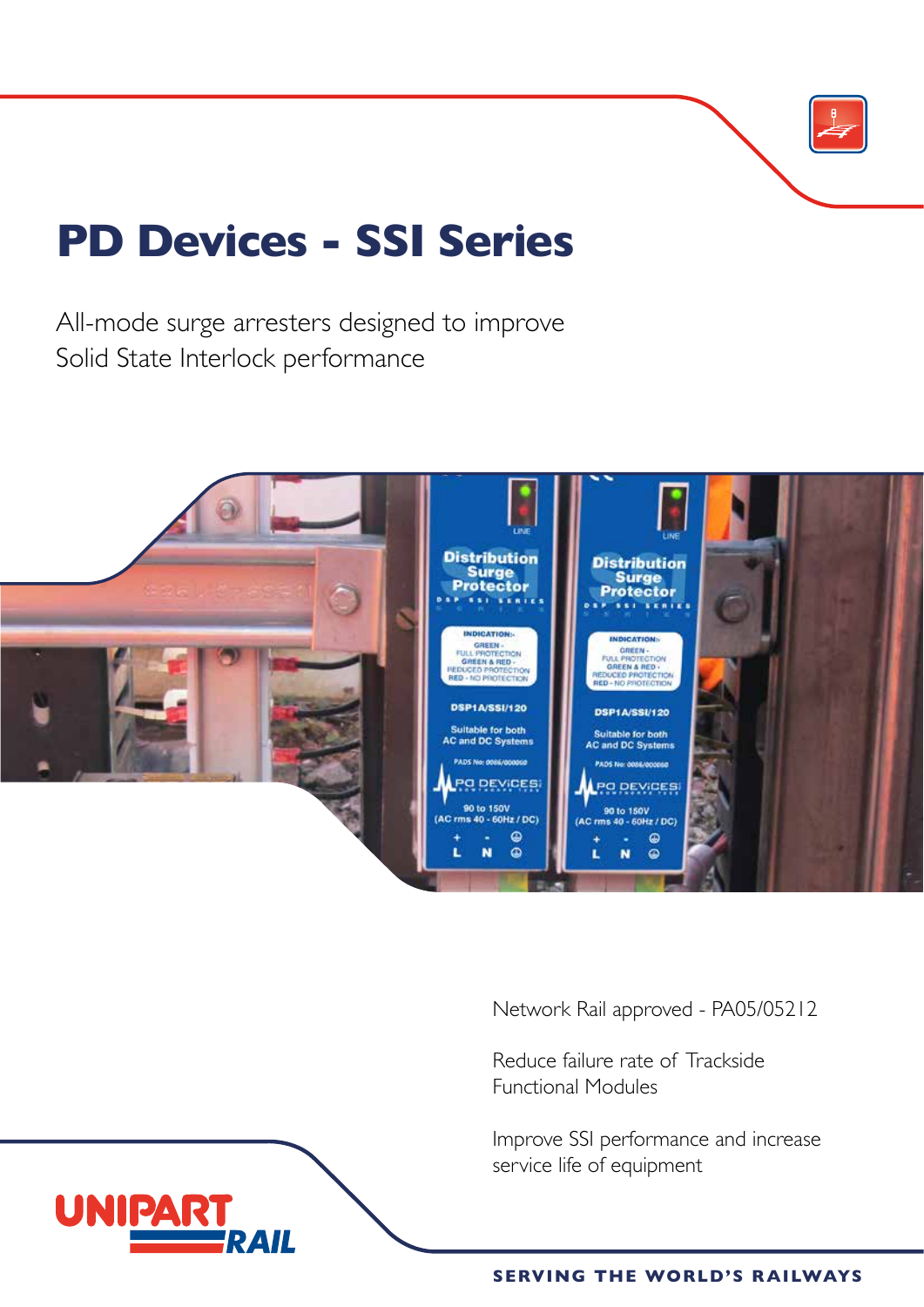# PD Devices - SSI Series

All-mode surge arresters designed to improve Solid State Interlock performance

Network Rail approved - PA05/05212

Reduce failure rate of Trackside Functional Modules

Improve SSI performance and increase service life of equipment

UNIPART RAIL

SERVING THE WORLD'S RAILWAYS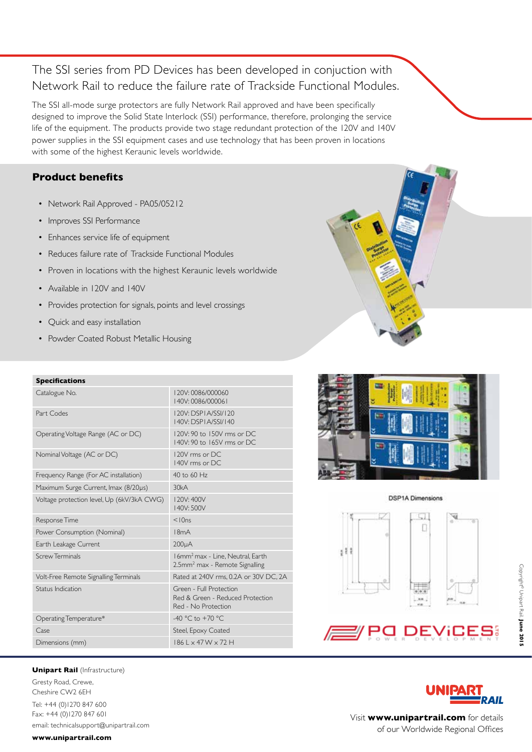The SSI series from PD Devices has been developed in conjuction with Network Rail to reduce the failure rate of Trackside Functional Modules.

The SSI all-mode surge protectors are fully Network Rail approved and have been specifically designed to improve the Solid State Interlock (SSI) performance, therefore, prolonging the service life of the equipment. The products provide two stage redundant protection of the 120V and 140V power supplies in the SSI equipment cases and use technology that has been proven in locations with some of the highest Keraunic levels worldwide.

## Product benefits

- Network Rail Approved - PA05/05212
- Improves SSI Performance
- Enhances service life of equipment
- Reduces failure rate of Trackside Functional Modules
- Proven in locations with the highest Keraunic levels worldwide
- Available in 120V and 140V
- Provides protection for signals, points and level crossings
- Quick and easy installation
- Powder Coated Robust Metallic Housing

| **Specifications** | |
|---|---|
| Catalogue No. | 120V: 0086/000060<br>140V: 0086/000061 |
| Part Codes | 120V: DSP1A/SSI/120<br>140V: DSP1A/SSI/140 |
| Operating Voltage Range (AC or DC) | 120V: 90 to 150V rms or DC<br>140V: 90 to 165V rms or DC |
| Nominal Voltage (AC or DC) | 120V rms or DC<br>140V rms or DC |
| Frequency Range (For AC installation) | 40 to 60 Hz |
| Maximum Surge Current, Imax (8/20µs) | 30kA |
| Voltage protection level, Up (6kV/3kA CWG) | 120V: 400V<br>140V: 500V |
| Response Time | <10ns |
| Power Consumption (Nominal) | 18mA |
| Earth Leakage Current | 200µA |
| Screw Terminals | 16mm² max - Line, Neutral, Earth<br>2.5mm² max - Remote Signalling |
| Volt-Free Remote Signalling Terminals | Rated at 240V rms, 0.2A or 30V DC, 2A |
| Status Indication | Green - Full Protection<br>Red & Green - Reduced Protection<br>Red - No Protection |
| Operating Temperature* | -40 °C to +70 °C |
| Case | Steel, Epoxy Coated |
| Dimensions (mm) | 186 L x 47 W x 72 H |

DSP1A Dimensions

PD DEVICES LTD POWER DEVELOPMENT

Copyright© Unipart Rail **June 2015**

**Unipart Rail** (Infrastructure)
Gresty Road, Crewe,
Cheshire CW2 6EH
Tel: +44 (0)1270 847 600
Fax: +44 (0)1270 847 601
email: technicalsupport@unipartrail.com

**www.unipartrail.com**

UNIPART RAIL

Visit **www.unipartrail.com** for details of our Worldwide Regional Offices